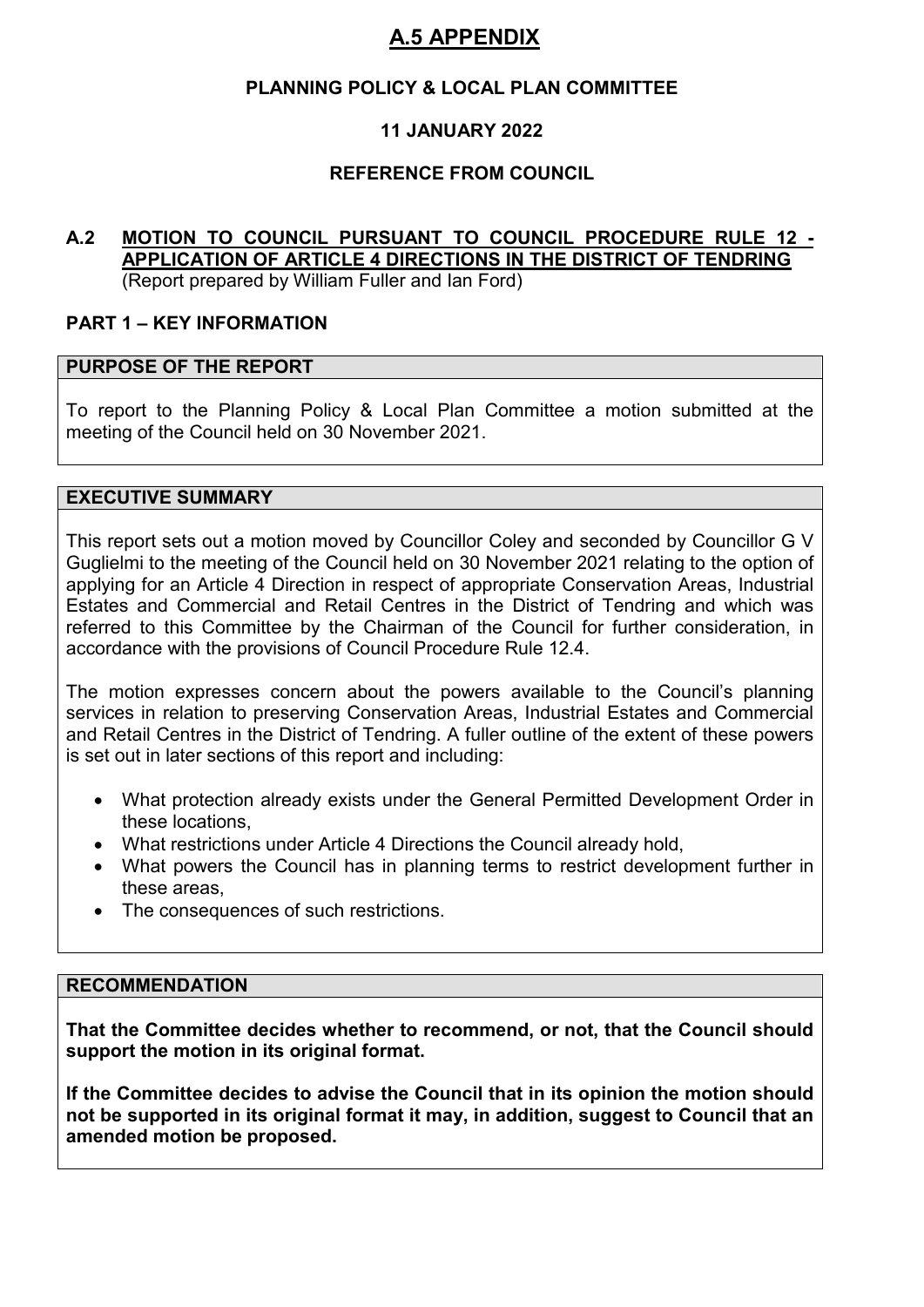# A.5 APPENDIX

**PLANNING POLICY & LOCAL PLAN COMMITTEE**

**11 JANUARY 2022**

**REFERENCE FROM COUNCIL**

## A.2 MOTION TO COUNCIL PURSUANT TO COUNCIL PROCEDURE RULE 12 - APPLICATION OF ARTICLE 4 DIRECTIONS IN THE DISTRICT OF TENDRING

(Report prepared by William Fuller and Ian Ford)

## PART 1 – KEY INFORMATION

### PURPOSE OF THE REPORT

To report to the Planning Policy & Local Plan Committee a motion submitted at the meeting of the Council held on 30 November 2021.

### EXECUTIVE SUMMARY

This report sets out a motion moved by Councillor Coley and seconded by Councillor G V Guglielmi to the meeting of the Council held on 30 November 2021 relating to the option of applying for an Article 4 Direction in respect of appropriate Conservation Areas, Industrial Estates and Commercial and Retail Centres in the District of Tendring and which was referred to this Committee by the Chairman of the Council for further consideration, in accordance with the provisions of Council Procedure Rule 12.4.

The motion expresses concern about the powers available to the Council's planning services in relation to preserving Conservation Areas, Industrial Estates and Commercial and Retail Centres in the District of Tendring. A fuller outline of the extent of these powers is set out in later sections of this report and including:

- What protection already exists under the General Permitted Development Order in these locations,
- What restrictions under Article 4 Directions the Council already hold,
- What powers the Council has in planning terms to restrict development further in these areas,
- The consequences of such restrictions.

### RECOMMENDATION

**That the Committee decides whether to recommend, or not, that the Council should support the motion in its original format.**

**If the Committee decides to advise the Council that in its opinion the motion should not be supported in its original format it may, in addition, suggest to Council that an amended motion be proposed.**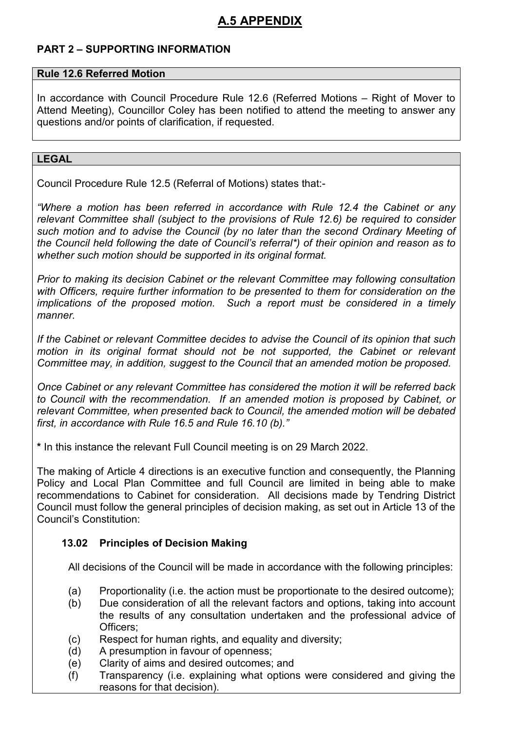# A.5 APPENDIX

## PART 2 – SUPPORTING INFORMATION

### Rule 12.6 Referred Motion

In accordance with Council Procedure Rule 12.6 (Referred Motions – Right of Mover to Attend Meeting), Councillor Coley has been notified to attend the meeting to answer any questions and/or points of clarification, if requested.

### LEGAL

Council Procedure Rule 12.5 (Referral of Motions) states that:-

*"Where a motion has been referred in accordance with Rule 12.4 the Cabinet or any relevant Committee shall (subject to the provisions of Rule 12.6) be required to consider such motion and to advise the Council (by no later than the second Ordinary Meeting of the Council held following the date of Council's referral*) of their opinion and reason as to whether such motion should be supported in its original format.*

*Prior to making its decision Cabinet or the relevant Committee may following consultation with Officers, require further information to be presented to them for consideration on the implications of the proposed motion. Such a report must be considered in a timely manner.*

*If the Cabinet or relevant Committee decides to advise the Council of its opinion that such motion in its original format should not be not supported, the Cabinet or relevant Committee may, in addition, suggest to the Council that an amended motion be proposed.*

*Once Cabinet or any relevant Committee has considered the motion it will be referred back to Council with the recommendation. If an amended motion is proposed by Cabinet, or relevant Committee, when presented back to Council, the amended motion will be debated first, in accordance with Rule 16.5 and Rule 16.10 (b)."*

**\*** In this instance the relevant Full Council meeting is on 29 March 2022.

The making of Article 4 directions is an executive function and consequently, the Planning Policy and Local Plan Committee and full Council are limited in being able to make recommendations to Cabinet for consideration. All decisions made by Tendring District Council must follow the general principles of decision making, as set out in Article 13 of the Council's Constitution:

**13.02 Principles of Decision Making**

All decisions of the Council will be made in accordance with the following principles:

(a) Proportionality (i.e. the action must be proportionate to the desired outcome);
(b) Due consideration of all the relevant factors and options, taking into account the results of any consultation undertaken and the professional advice of Officers;
(c) Respect for human rights, and equality and diversity;
(d) A presumption in favour of openness;
(e) Clarity of aims and desired outcomes; and
(f) Transparency (i.e. explaining what options were considered and giving the reasons for that decision).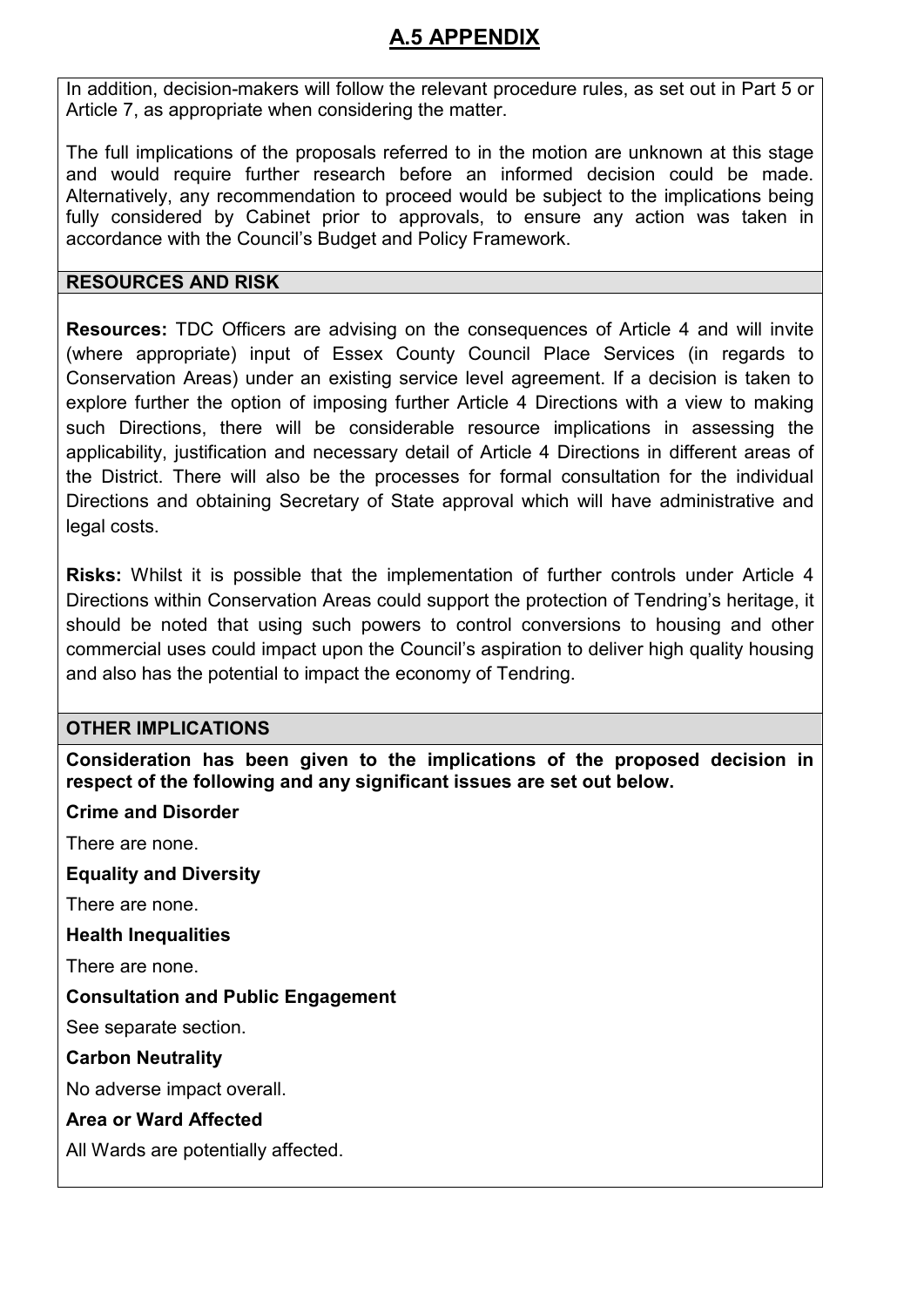# A.5 APPENDIX

In addition, decision-makers will follow the relevant procedure rules, as set out in Part 5 or Article 7, as appropriate when considering the matter.

The full implications of the proposals referred to in the motion are unknown at this stage and would require further research before an informed decision could be made. Alternatively, any recommendation to proceed would be subject to the implications being fully considered by Cabinet prior to approvals, to ensure any action was taken in accordance with the Council's Budget and Policy Framework.

## RESOURCES AND RISK

**Resources:** TDC Officers are advising on the consequences of Article 4 and will invite (where appropriate) input of Essex County Council Place Services (in regards to Conservation Areas) under an existing service level agreement. If a decision is taken to explore further the option of imposing further Article 4 Directions with a view to making such Directions, there will be considerable resource implications in assessing the applicability, justification and necessary detail of Article 4 Directions in different areas of the District. There will also be the processes for formal consultation for the individual Directions and obtaining Secretary of State approval which will have administrative and legal costs.

**Risks:** Whilst it is possible that the implementation of further controls under Article 4 Directions within Conservation Areas could support the protection of Tendring's heritage, it should be noted that using such powers to control conversions to housing and other commercial uses could impact upon the Council's aspiration to deliver high quality housing and also has the potential to impact the economy of Tendring.

## OTHER IMPLICATIONS

**Consideration has been given to the implications of the proposed decision in respect of the following and any significant issues are set out below.**

**Crime and Disorder**

There are none.

**Equality and Diversity**

There are none.

**Health Inequalities**

There are none.

**Consultation and Public Engagement**

See separate section.

**Carbon Neutrality**

No adverse impact overall.

**Area or Ward Affected**

All Wards are potentially affected.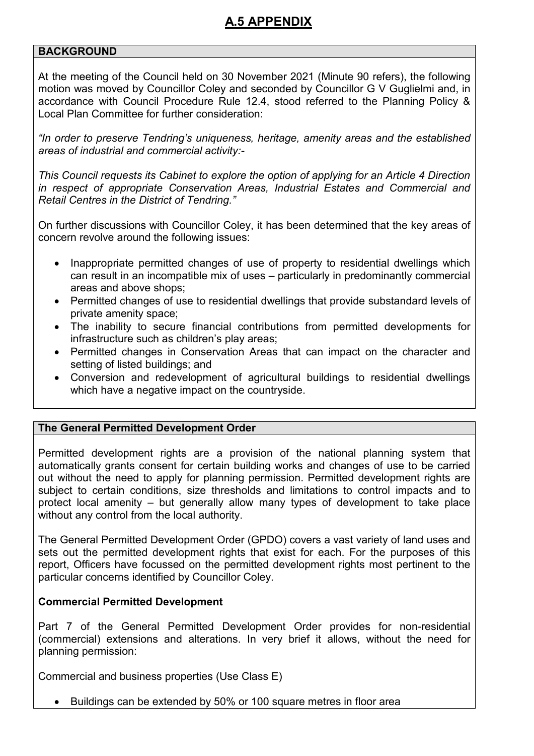# A.5 APPENDIX

## BACKGROUND

At the meeting of the Council held on 30 November 2021 (Minute 90 refers), the following motion was moved by Councillor Coley and seconded by Councillor G V Guglielmi and, in accordance with Council Procedure Rule 12.4, stood referred to the Planning Policy & Local Plan Committee for further consideration:

*"In order to preserve Tendring's uniqueness, heritage, amenity areas and the established areas of industrial and commercial activity:-*

*This Council requests its Cabinet to explore the option of applying for an Article 4 Direction in respect of appropriate Conservation Areas, Industrial Estates and Commercial and Retail Centres in the District of Tendring."*

On further discussions with Councillor Coley, it has been determined that the key areas of concern revolve around the following issues:

- Inappropriate permitted changes of use of property to residential dwellings which can result in an incompatible mix of uses – particularly in predominantly commercial areas and above shops;
- Permitted changes of use to residential dwellings that provide substandard levels of private amenity space;
- The inability to secure financial contributions from permitted developments for infrastructure such as children's play areas;
- Permitted changes in Conservation Areas that can impact on the character and setting of listed buildings; and
- Conversion and redevelopment of agricultural buildings to residential dwellings which have a negative impact on the countryside.

## The General Permitted Development Order

Permitted development rights are a provision of the national planning system that automatically grants consent for certain building works and changes of use to be carried out without the need to apply for planning permission. Permitted development rights are subject to certain conditions, size thresholds and limitations to control impacts and to protect local amenity – but generally allow many types of development to take place without any control from the local authority.

The General Permitted Development Order (GPDO) covers a vast variety of land uses and sets out the permitted development rights that exist for each. For the purposes of this report, Officers have focussed on the permitted development rights most pertinent to the particular concerns identified by Councillor Coley.

### Commercial Permitted Development

Part 7 of the General Permitted Development Order provides for non-residential (commercial) extensions and alterations. In very brief it allows, without the need for planning permission:

Commercial and business properties (Use Class E)

- Buildings can be extended by 50% or 100 square metres in floor area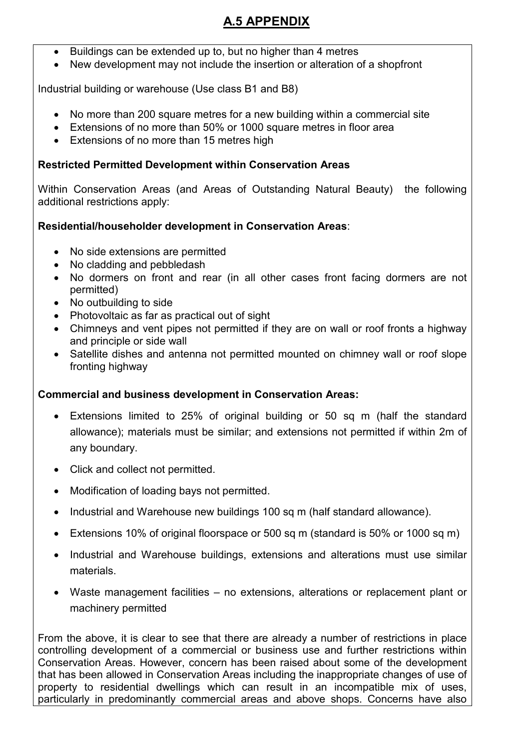# A.5 APPENDIX

- Buildings can be extended up to, but no higher than 4 metres
- New development may not include the insertion or alteration of a shopfront

Industrial building or warehouse (Use class B1 and B8)

- No more than 200 square metres for a new building within a commercial site
- Extensions of no more than 50% or 1000 square metres in floor area
- Extensions of no more than 15 metres high

**Restricted Permitted Development within Conservation Areas**

Within Conservation Areas (and Areas of Outstanding Natural Beauty) the following additional restrictions apply:

**Residential/householder development in Conservation Areas**:

- No side extensions are permitted
- No cladding and pebbledash
- No dormers on front and rear (in all other cases front facing dormers are not permitted)
- No outbuilding to side
- Photovoltaic as far as practical out of sight
- Chimneys and vent pipes not permitted if they are on wall or roof fronts a highway and principle or side wall
- Satellite dishes and antenna not permitted mounted on chimney wall or roof slope fronting highway

**Commercial and business development in Conservation Areas:**

- Extensions limited to 25% of original building or 50 sq m (half the standard allowance); materials must be similar; and extensions not permitted if within 2m of any boundary.
- Click and collect not permitted.
- Modification of loading bays not permitted.
- Industrial and Warehouse new buildings 100 sq m (half standard allowance).
- Extensions 10% of original floorspace or 500 sq m (standard is 50% or 1000 sq m)
- Industrial and Warehouse buildings, extensions and alterations must use similar materials.
- Waste management facilities – no extensions, alterations or replacement plant or machinery permitted

From the above, it is clear to see that there are already a number of restrictions in place controlling development of a commercial or business use and further restrictions within Conservation Areas. However, concern has been raised about some of the development that has been allowed in Conservation Areas including the inappropriate changes of use of property to residential dwellings which can result in an incompatible mix of uses, particularly in predominantly commercial areas and above shops. Concerns have also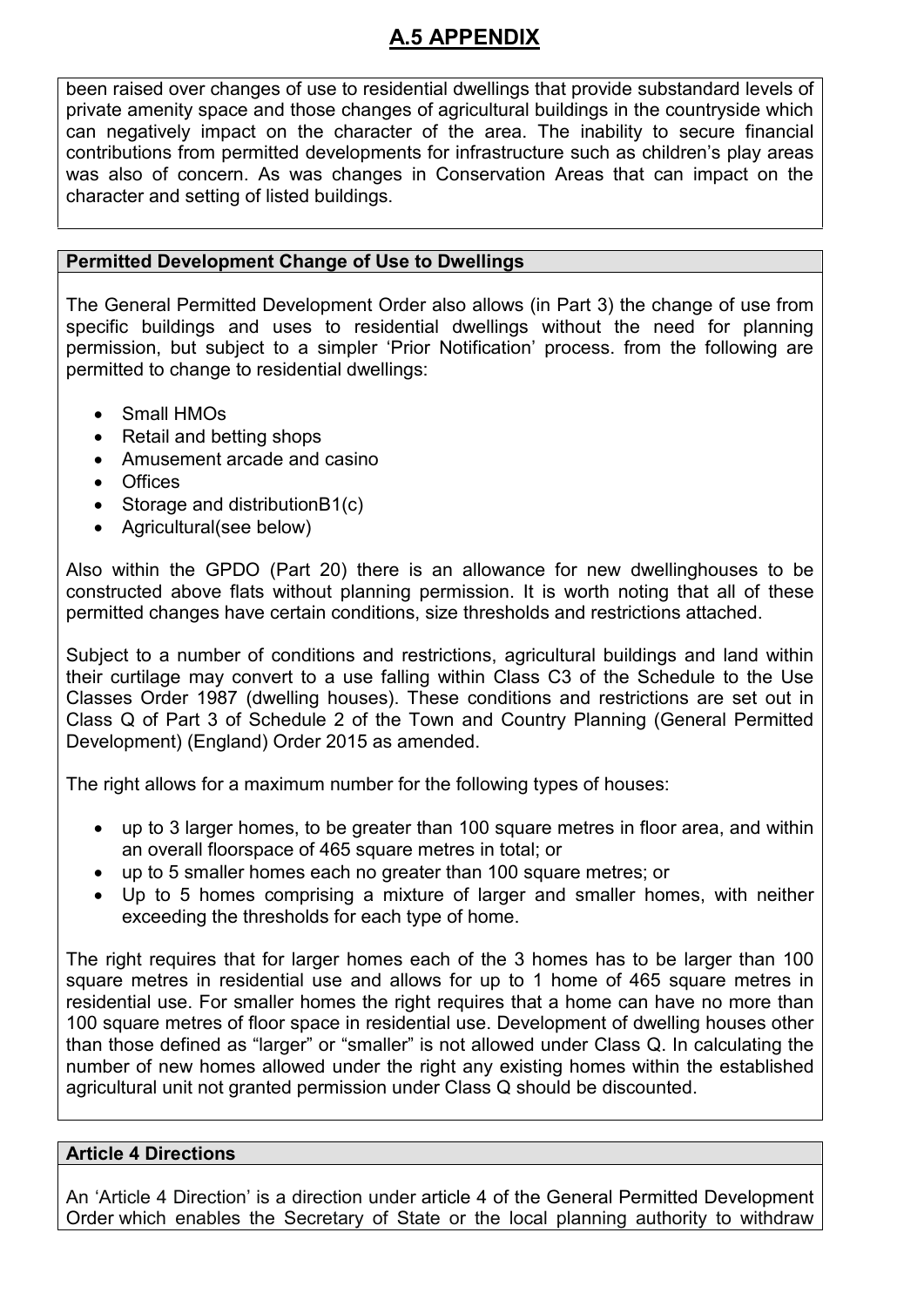# A.5 APPENDIX

been raised over changes of use to residential dwellings that provide substandard levels of private amenity space and those changes of agricultural buildings in the countryside which can negatively impact on the character of the area. The inability to secure financial contributions from permitted developments for infrastructure such as children's play areas was also of concern. As was changes in Conservation Areas that can impact on the character and setting of listed buildings.

**Permitted Development Change of Use to Dwellings**

The General Permitted Development Order also allows (in Part 3) the change of use from specific buildings and uses to residential dwellings without the need for planning permission, but subject to a simpler 'Prior Notification' process. from the following are permitted to change to residential dwellings:

- Small HMOs
- Retail and betting shops
- Amusement arcade and casino
- Offices
- Storage and distributionB1(c)
- Agricultural(see below)

Also within the GPDO (Part 20) there is an allowance for new dwellinghouses to be constructed above flats without planning permission. It is worth noting that all of these permitted changes have certain conditions, size thresholds and restrictions attached.

Subject to a number of conditions and restrictions, agricultural buildings and land within their curtilage may convert to a use falling within Class C3 of the Schedule to the Use Classes Order 1987 (dwelling houses). These conditions and restrictions are set out in Class Q of Part 3 of Schedule 2 of the Town and Country Planning (General Permitted Development) (England) Order 2015 as amended.

The right allows for a maximum number for the following types of houses:

- up to 3 larger homes, to be greater than 100 square metres in floor area, and within an overall floorspace of 465 square metres in total; or
- up to 5 smaller homes each no greater than 100 square metres; or
- Up to 5 homes comprising a mixture of larger and smaller homes, with neither exceeding the thresholds for each type of home.

The right requires that for larger homes each of the 3 homes has to be larger than 100 square metres in residential use and allows for up to 1 home of 465 square metres in residential use. For smaller homes the right requires that a home can have no more than 100 square metres of floor space in residential use. Development of dwelling houses other than those defined as "larger" or "smaller" is not allowed under Class Q. In calculating the number of new homes allowed under the right any existing homes within the established agricultural unit not granted permission under Class Q should be discounted.

**Article 4 Directions**

An 'Article 4 Direction' is a direction under article 4 of the General Permitted Development Order which enables the Secretary of State or the local planning authority to withdraw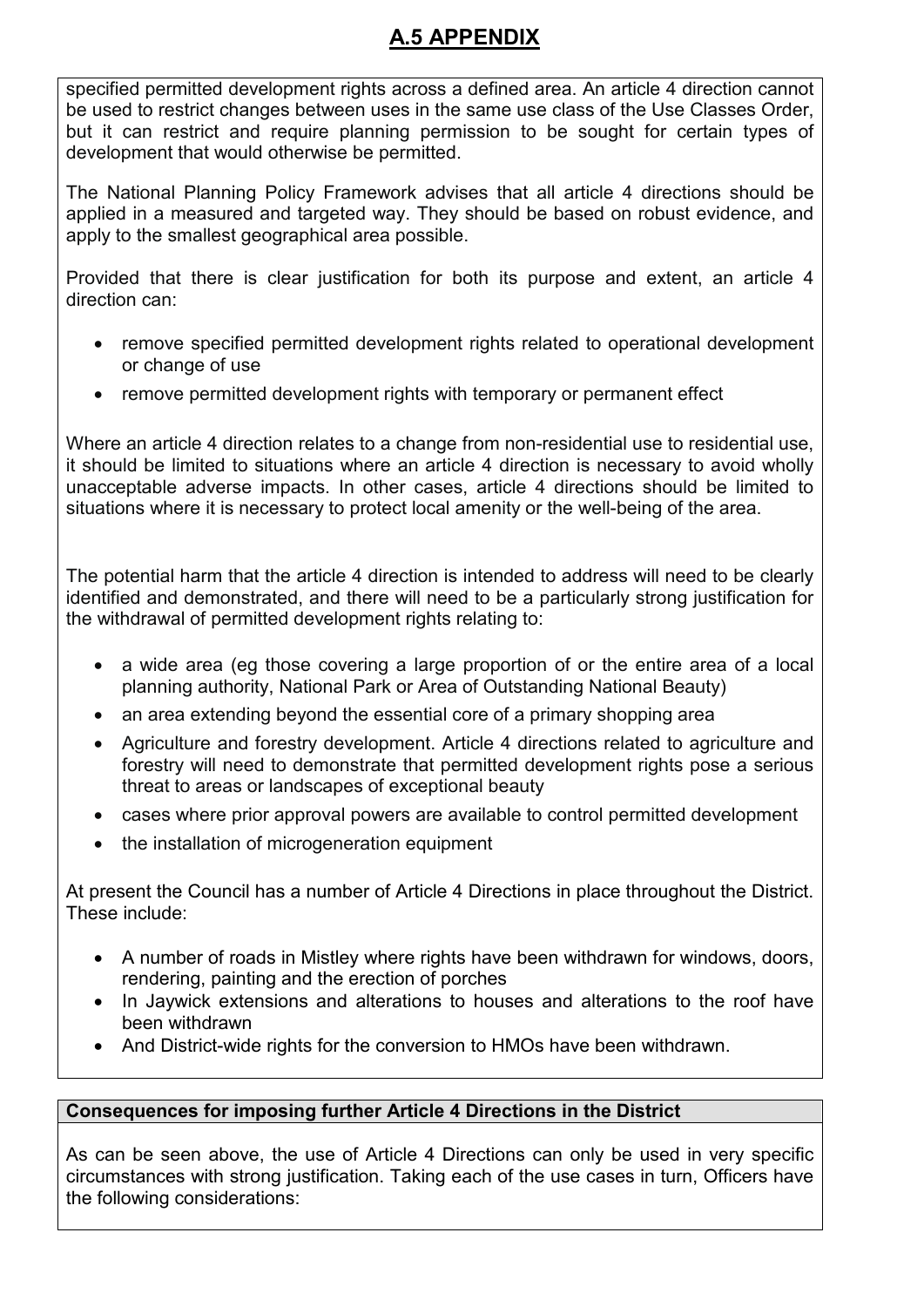# A.5 APPENDIX

specified permitted development rights across a defined area. An article 4 direction cannot be used to restrict changes between uses in the same use class of the Use Classes Order, but it can restrict and require planning permission to be sought for certain types of development that would otherwise be permitted.

The National Planning Policy Framework advises that all article 4 directions should be applied in a measured and targeted way. They should be based on robust evidence, and apply to the smallest geographical area possible.

Provided that there is clear justification for both its purpose and extent, an article 4 direction can:

- remove specified permitted development rights related to operational development or change of use
- remove permitted development rights with temporary or permanent effect

Where an article 4 direction relates to a change from non-residential use to residential use, it should be limited to situations where an article 4 direction is necessary to avoid wholly unacceptable adverse impacts. In other cases, article 4 directions should be limited to situations where it is necessary to protect local amenity or the well-being of the area.

The potential harm that the article 4 direction is intended to address will need to be clearly identified and demonstrated, and there will need to be a particularly strong justification for the withdrawal of permitted development rights relating to:

- a wide area (eg those covering a large proportion of or the entire area of a local planning authority, National Park or Area of Outstanding National Beauty)
- an area extending beyond the essential core of a primary shopping area
- Agriculture and forestry development. Article 4 directions related to agriculture and forestry will need to demonstrate that permitted development rights pose a serious threat to areas or landscapes of exceptional beauty
- cases where prior approval powers are available to control permitted development
- the installation of microgeneration equipment

At present the Council has a number of Article 4 Directions in place throughout the District. These include:

- A number of roads in Mistley where rights have been withdrawn for windows, doors, rendering, painting and the erection of porches
- In Jaywick extensions and alterations to houses and alterations to the roof have been withdrawn
- And District-wide rights for the conversion to HMOs have been withdrawn.

**Consequences for imposing further Article 4 Directions in the District**

As can be seen above, the use of Article 4 Directions can only be used in very specific circumstances with strong justification. Taking each of the use cases in turn, Officers have the following considerations: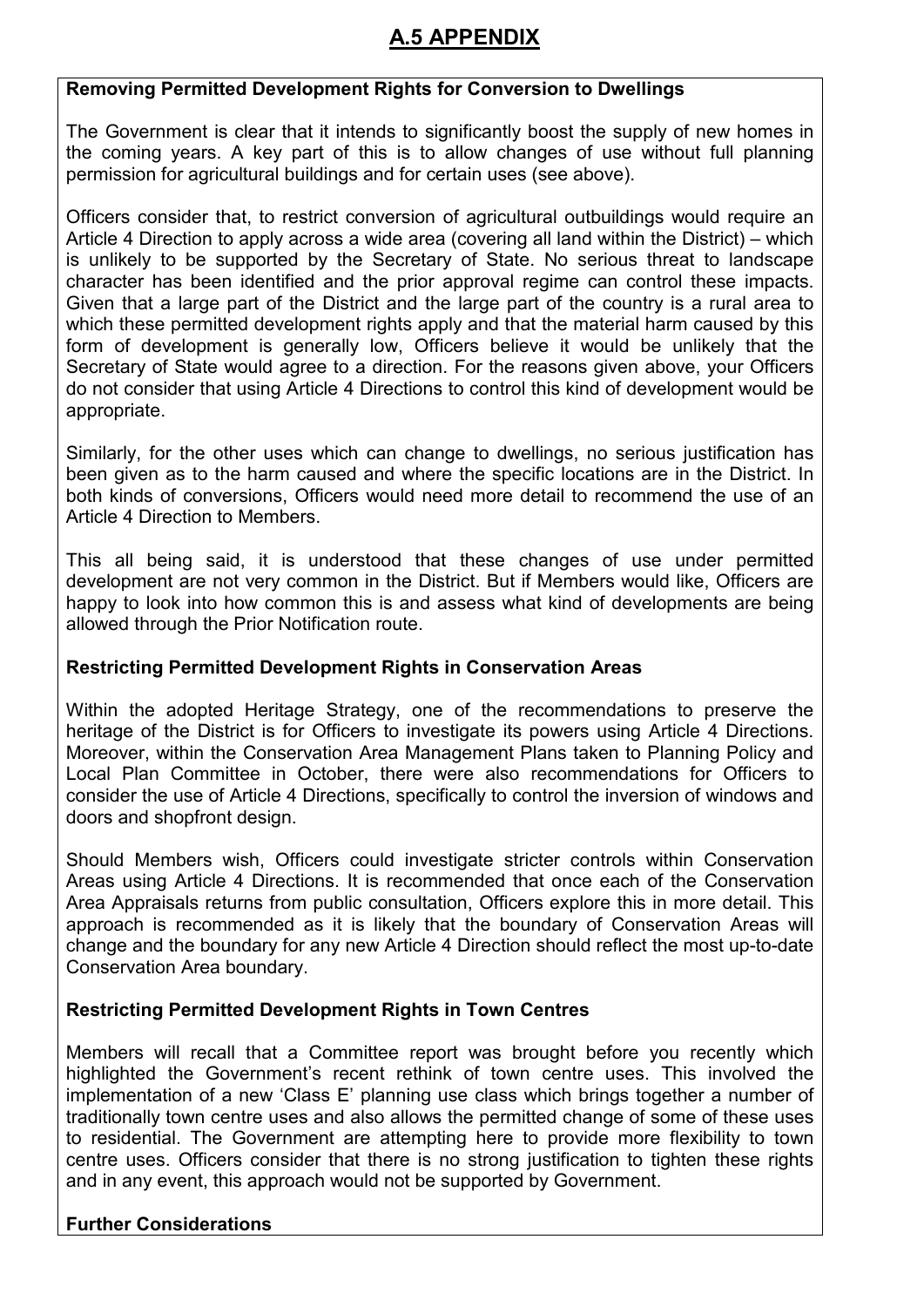## A.5 APPENDIX

**Removing Permitted Development Rights for Conversion to Dwellings**

The Government is clear that it intends to significantly boost the supply of new homes in the coming years. A key part of this is to allow changes of use without full planning permission for agricultural buildings and for certain uses (see above).

Officers consider that, to restrict conversion of agricultural outbuildings would require an Article 4 Direction to apply across a wide area (covering all land within the District) – which is unlikely to be supported by the Secretary of State. No serious threat to landscape character has been identified and the prior approval regime can control these impacts. Given that a large part of the District and the large part of the country is a rural area to which these permitted development rights apply and that the material harm caused by this form of development is generally low, Officers believe it would be unlikely that the Secretary of State would agree to a direction. For the reasons given above, your Officers do not consider that using Article 4 Directions to control this kind of development would be appropriate.

Similarly, for the other uses which can change to dwellings, no serious justification has been given as to the harm caused and where the specific locations are in the District. In both kinds of conversions, Officers would need more detail to recommend the use of an Article 4 Direction to Members.

This all being said, it is understood that these changes of use under permitted development are not very common in the District. But if Members would like, Officers are happy to look into how common this is and assess what kind of developments are being allowed through the Prior Notification route.

**Restricting Permitted Development Rights in Conservation Areas**

Within the adopted Heritage Strategy, one of the recommendations to preserve the heritage of the District is for Officers to investigate its powers using Article 4 Directions. Moreover, within the Conservation Area Management Plans taken to Planning Policy and Local Plan Committee in October, there were also recommendations for Officers to consider the use of Article 4 Directions, specifically to control the inversion of windows and doors and shopfront design.

Should Members wish, Officers could investigate stricter controls within Conservation Areas using Article 4 Directions. It is recommended that once each of the Conservation Area Appraisals returns from public consultation, Officers explore this in more detail. This approach is recommended as it is likely that the boundary of Conservation Areas will change and the boundary for any new Article 4 Direction should reflect the most up-to-date Conservation Area boundary.

**Restricting Permitted Development Rights in Town Centres**

Members will recall that a Committee report was brought before you recently which highlighted the Government's recent rethink of town centre uses. This involved the implementation of a new 'Class E' planning use class which brings together a number of traditionally town centre uses and also allows the permitted change of some of these uses to residential. The Government are attempting here to provide more flexibility to town centre uses. Officers consider that there is no strong justification to tighten these rights and in any event, this approach would not be supported by Government.

**Further Considerations**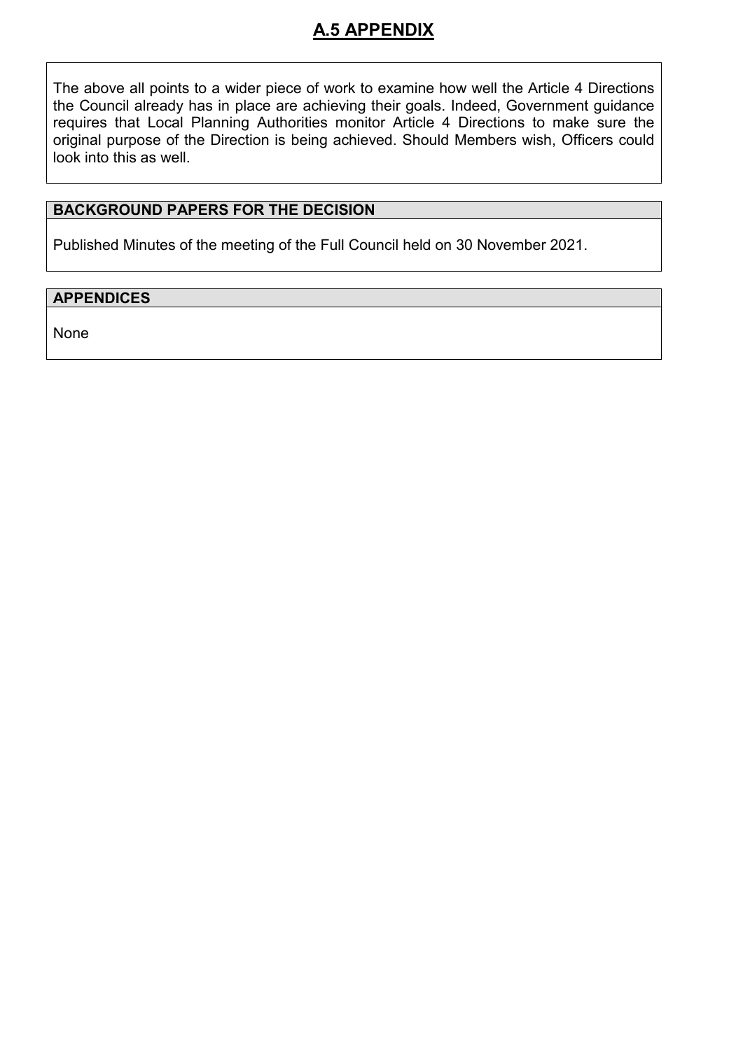# A.5 APPENDIX

The above all points to a wider piece of work to examine how well the Article 4 Directions the Council already has in place are achieving their goals. Indeed, Government guidance requires that Local Planning Authorities monitor Article 4 Directions to make sure the original purpose of the Direction is being achieved. Should Members wish, Officers could look into this as well.

## BACKGROUND PAPERS FOR THE DECISION

Published Minutes of the meeting of the Full Council held on 30 November 2021.

## APPENDICES

None